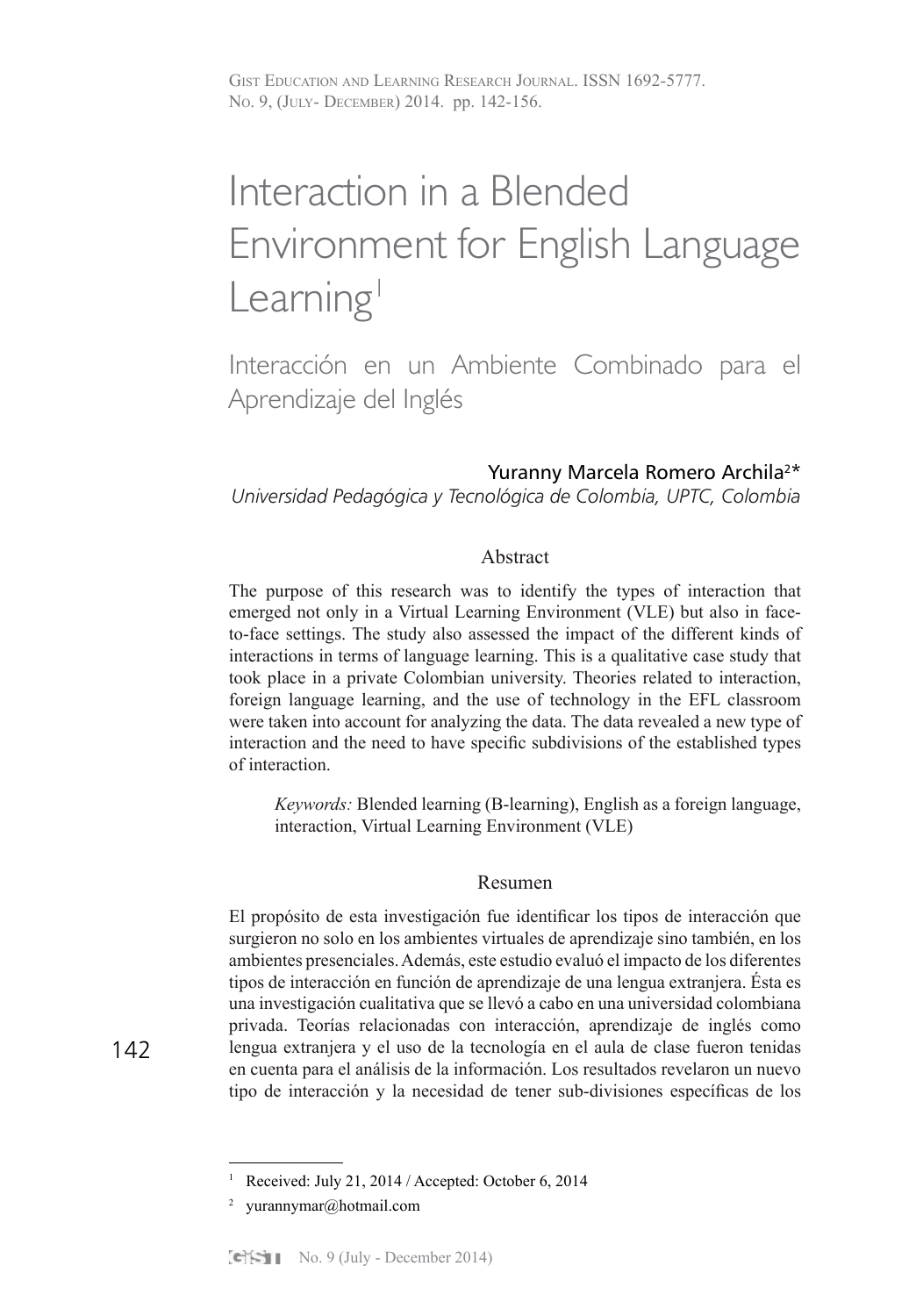# Interaction in a Blended Environment for English Language Learning[1]

## Interacción en un Ambiente Combinado para el Aprendizaje del Inglés

Yuranny Marcela Romero Archila[2]*

*Universidad Pedagógica y Tecnológica de Colombia, UPTC, Colombia*

### Abstract

The purpose of this research was to identify the types of interaction that emerged not only in a Virtual Learning Environment (VLE) but also in face-to-face settings. The study also assessed the impact of the different kinds of interactions in terms of language learning. This is a qualitative case study that took place in a private Colombian university. Theories related to interaction, foreign language learning, and the use of technology in the EFL classroom were taken into account for analyzing the data. The data revealed a new type of interaction and the need to have specific subdivisions of the established types of interaction.

*Keywords:* Blended learning (B-learning), English as a foreign language, interaction, Virtual Learning Environment (VLE)

### Resumen

El propósito de esta investigación fue identificar los tipos de interacción que surgieron no solo en los ambientes virtuales de aprendizaje sino también, en los ambientes presenciales. Además, este estudio evaluó el impacto de los diferentes tipos de interacción en función de aprendizaje de una lengua extranjera. Ésta es una investigación cualitativa que se llevó a cabo en una universidad colombiana privada. Teorías relacionadas con interacción, aprendizaje de inglés como lengua extranjera y el uso de la tecnología en el aula de clase fueron tenidas en cuenta para el análisis de la información. Los resultados revelaron un nuevo tipo de interacción y la necesidad de tener sub-divisiones específicas de los

---

[1] Received: July 21, 2014 / Accepted: October 6, 2014

[2] yurannymar@hotmail.com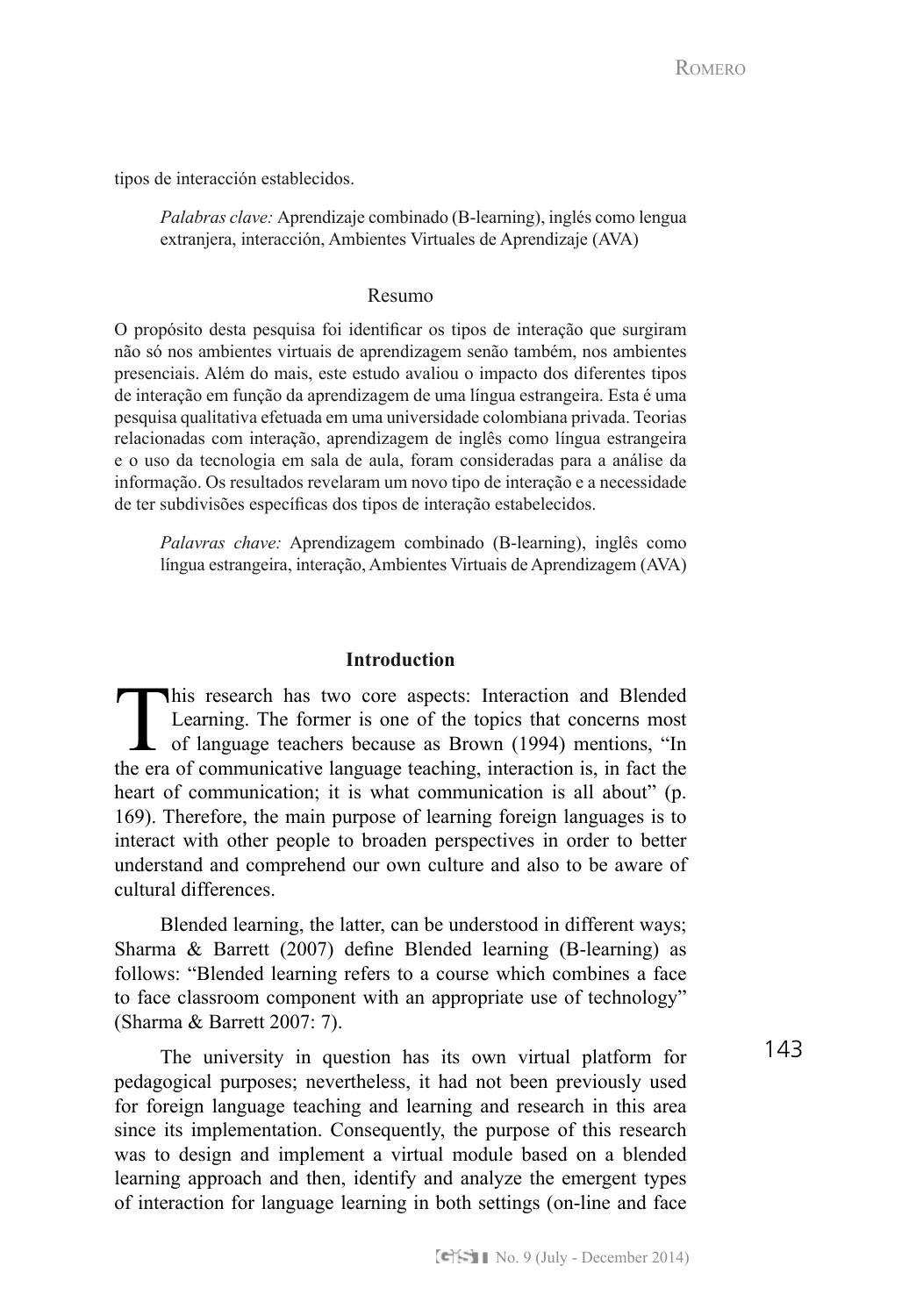tipos de interacción establecidos.

*Palabras clave:* Aprendizaje combinado (B-learning), inglés como lengua extranjera, interacción, Ambientes Virtuales de Aprendizaje (AVA)

## Resumo

O propósito desta pesquisa foi identificar os tipos de interação que surgiram não só nos ambientes virtuais de aprendizagem senão também, nos ambientes presenciais. Além do mais, este estudo avaliou o impacto dos diferentes tipos de interação em função da aprendizagem de uma língua estrangeira. Esta é uma pesquisa qualitativa efetuada em uma universidade colombiana privada. Teorias relacionadas com interação, aprendizagem de inglês como língua estrangeira e o uso da tecnologia em sala de aula, foram consideradas para a análise da informação. Os resultados revelaram um novo tipo de interação e a necessidade de ter subdivisões específicas dos tipos de interação estabelecidos.

*Palavras chave:* Aprendizagem combinado (B-learning), inglês como língua estrangeira, interação, Ambientes Virtuais de Aprendizagem (AVA)

## Introduction

This research has two core aspects: Interaction and Blended Learning. The former is one of the topics that concerns most of language teachers because as Brown (1994) mentions, "In the era of communicative language teaching, interaction is, in fact the heart of communication; it is what communication is all about" (p. 169). Therefore, the main purpose of learning foreign languages is to interact with other people to broaden perspectives in order to better understand and comprehend our own culture and also to be aware of cultural differences.

Blended learning, the latter, can be understood in different ways; Sharma & Barrett (2007) define Blended learning (B-learning) as follows: "Blended learning refers to a course which combines a face to face classroom component with an appropriate use of technology" (Sharma & Barrett 2007: 7).

The university in question has its own virtual platform for pedagogical purposes; nevertheless, it had not been previously used for foreign language teaching and learning and research in this area since its implementation. Consequently, the purpose of this research was to design and implement a virtual module based on a blended learning approach and then, identify and analyze the emergent types of interaction for language learning in both settings (on-line and face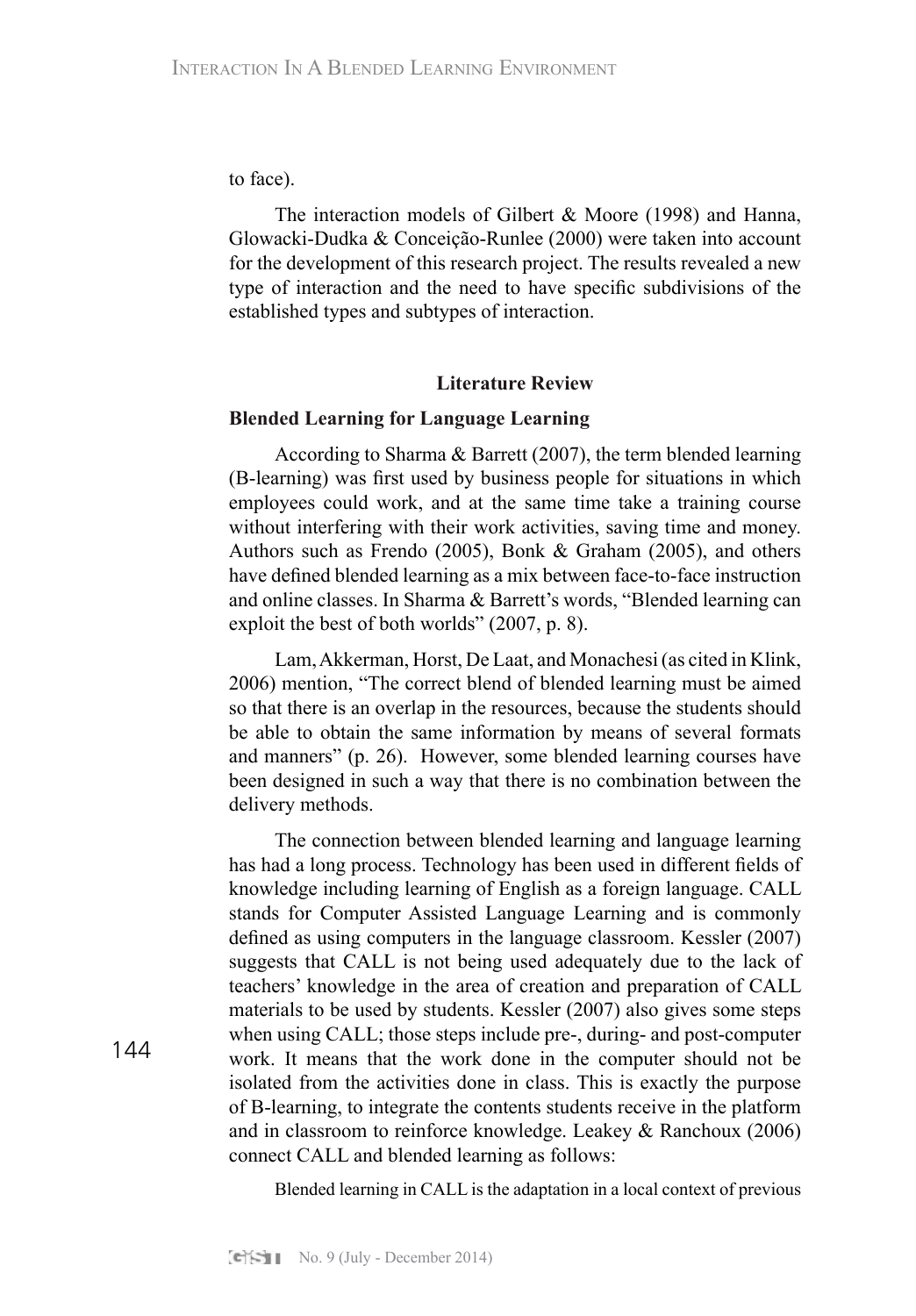to face).

The interaction models of Gilbert & Moore (1998) and Hanna, Glowacki-Dudka & Conceição-Runlee (2000) were taken into account for the development of this research project. The results revealed a new type of interaction and the need to have specific subdivisions of the established types and subtypes of interaction.

## Literature Review

### Blended Learning for Language Learning

According to Sharma & Barrett (2007), the term blended learning (B-learning) was first used by business people for situations in which employees could work, and at the same time take a training course without interfering with their work activities, saving time and money. Authors such as Frendo (2005), Bonk & Graham (2005), and others have defined blended learning as a mix between face-to-face instruction and online classes. In Sharma & Barrett's words, "Blended learning can exploit the best of both worlds" (2007, p. 8).

Lam, Akkerman, Horst, De Laat, and Monachesi (as cited in Klink, 2006) mention, "The correct blend of blended learning must be aimed so that there is an overlap in the resources, because the students should be able to obtain the same information by means of several formats and manners" (p. 26). However, some blended learning courses have been designed in such a way that there is no combination between the delivery methods.

The connection between blended learning and language learning has had a long process. Technology has been used in different fields of knowledge including learning of English as a foreign language. CALL stands for Computer Assisted Language Learning and is commonly defined as using computers in the language classroom. Kessler (2007) suggests that CALL is not being used adequately due to the lack of teachers' knowledge in the area of creation and preparation of CALL materials to be used by students. Kessler (2007) also gives some steps when using CALL; those steps include pre-, during- and post-computer work. It means that the work done in the computer should not be isolated from the activities done in class. This is exactly the purpose of B-learning, to integrate the contents students receive in the platform and in classroom to reinforce knowledge. Leakey & Ranchoux (2006) connect CALL and blended learning as follows:

> Blended learning in CALL is the adaptation in a local context of previous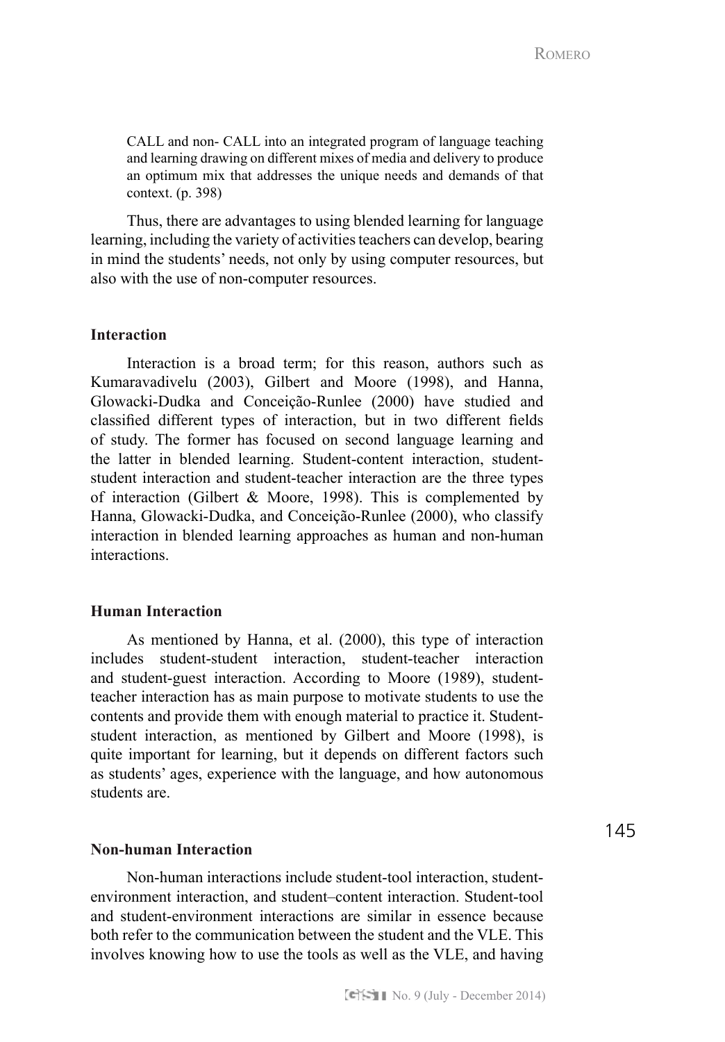> CALL and non- CALL into an integrated program of language teaching and learning drawing on different mixes of media and delivery to produce an optimum mix that addresses the unique needs and demands of that context. (p. 398)

Thus, there are advantages to using blended learning for language learning, including the variety of activities teachers can develop, bearing in mind the students' needs, not only by using computer resources, but also with the use of non-computer resources.

### Interaction

Interaction is a broad term; for this reason, authors such as Kumaravadivelu (2003), Gilbert and Moore (1998), and Hanna, Glowacki-Dudka and Conceição-Runlee (2000) have studied and classified different types of interaction, but in two different fields of study. The former has focused on second language learning and the latter in blended learning. Student-content interaction, student-student interaction and student-teacher interaction are the three types of interaction (Gilbert & Moore, 1998). This is complemented by Hanna, Glowacki-Dudka, and Conceição-Runlee (2000), who classify interaction in blended learning approaches as human and non-human interactions.

### Human Interaction

As mentioned by Hanna, et al. (2000), this type of interaction includes student-student interaction, student-teacher interaction and student-guest interaction. According to Moore (1989), student-teacher interaction has as main purpose to motivate students to use the contents and provide them with enough material to practice it. Student-student interaction, as mentioned by Gilbert and Moore (1998), is quite important for learning, but it depends on different factors such as students' ages, experience with the language, and how autonomous students are.

### Non-human Interaction

Non-human interactions include student-tool interaction, student-environment interaction, and student–content interaction. Student-tool and student-environment interactions are similar in essence because both refer to the communication between the student and the VLE. This involves knowing how to use the tools as well as the VLE, and having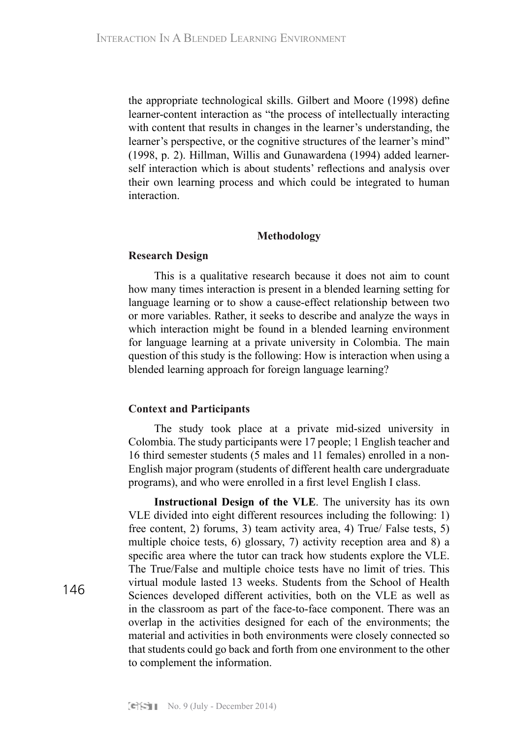the appropriate technological skills. Gilbert and Moore (1998) define learner-content interaction as "the process of intellectually interacting with content that results in changes in the learner's understanding, the learner's perspective, or the cognitive structures of the learner's mind" (1998, p. 2). Hillman, Willis and Gunawardena (1994) added learner-self interaction which is about students' reflections and analysis over their own learning process and which could be integrated to human interaction.

## Methodology

### Research Design

This is a qualitative research because it does not aim to count how many times interaction is present in a blended learning setting for language learning or to show a cause-effect relationship between two or more variables. Rather, it seeks to describe and analyze the ways in which interaction might be found in a blended learning environment for language learning at a private university in Colombia. The main question of this study is the following: How is interaction when using a blended learning approach for foreign language learning?

### Context and Participants

The study took place at a private mid-sized university in Colombia. The study participants were 17 people; 1 English teacher and 16 third semester students (5 males and 11 females) enrolled in a non-English major program (students of different health care undergraduate programs), and who were enrolled in a first level English I class.

**Instructional Design of the VLE**. The university has its own VLE divided into eight different resources including the following: 1) free content, 2) forums, 3) team activity area, 4) True/ False tests, 5) multiple choice tests, 6) glossary, 7) activity reception area and 8) a specific area where the tutor can track how students explore the VLE. The True/False and multiple choice tests have no limit of tries. This virtual module lasted 13 weeks. Students from the School of Health Sciences developed different activities, both on the VLE as well as in the classroom as part of the face-to-face component. There was an overlap in the activities designed for each of the environments; the material and activities in both environments were closely connected so that students could go back and forth from one environment to the other to complement the information.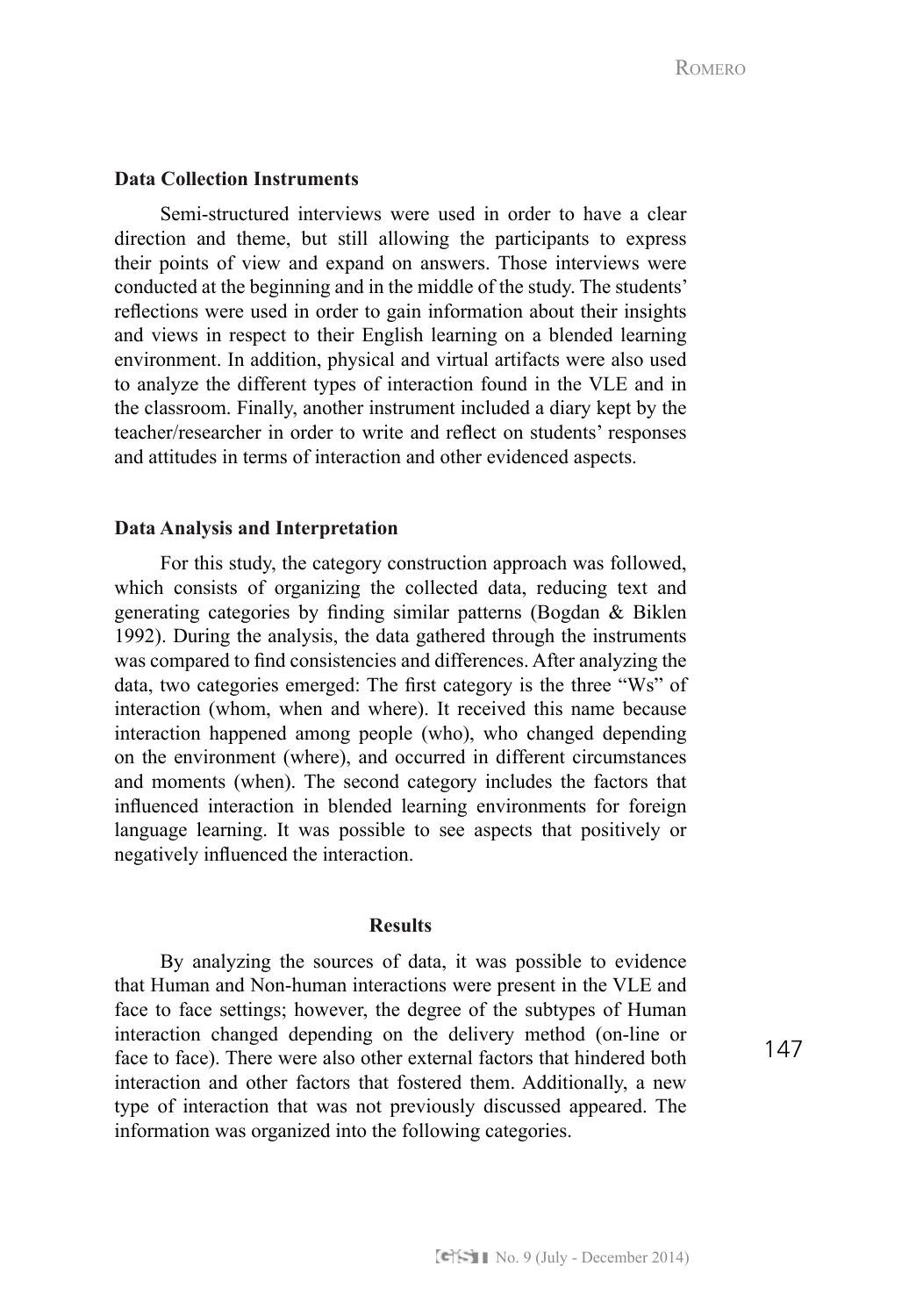### Data Collection Instruments

Semi-structured interviews were used in order to have a clear direction and theme, but still allowing the participants to express their points of view and expand on answers. Those interviews were conducted at the beginning and in the middle of the study. The students' reflections were used in order to gain information about their insights and views in respect to their English learning on a blended learning environment. In addition, physical and virtual artifacts were also used to analyze the different types of interaction found in the VLE and in the classroom. Finally, another instrument included a diary kept by the teacher/researcher in order to write and reflect on students' responses and attitudes in terms of interaction and other evidenced aspects.

### Data Analysis and Interpretation

For this study, the category construction approach was followed, which consists of organizing the collected data, reducing text and generating categories by finding similar patterns (Bogdan & Biklen 1992). During the analysis, the data gathered through the instruments was compared to find consistencies and differences. After analyzing the data, two categories emerged: The first category is the three "Ws" of interaction (whom, when and where). It received this name because interaction happened among people (who), who changed depending on the environment (where), and occurred in different circumstances and moments (when). The second category includes the factors that influenced interaction in blended learning environments for foreign language learning. It was possible to see aspects that positively or negatively influenced the interaction.

## Results

By analyzing the sources of data, it was possible to evidence that Human and Non-human interactions were present in the VLE and face to face settings; however, the degree of the subtypes of Human interaction changed depending on the delivery method (on-line or face to face). There were also other external factors that hindered both interaction and other factors that fostered them. Additionally, a new type of interaction that was not previously discussed appeared. The information was organized into the following categories.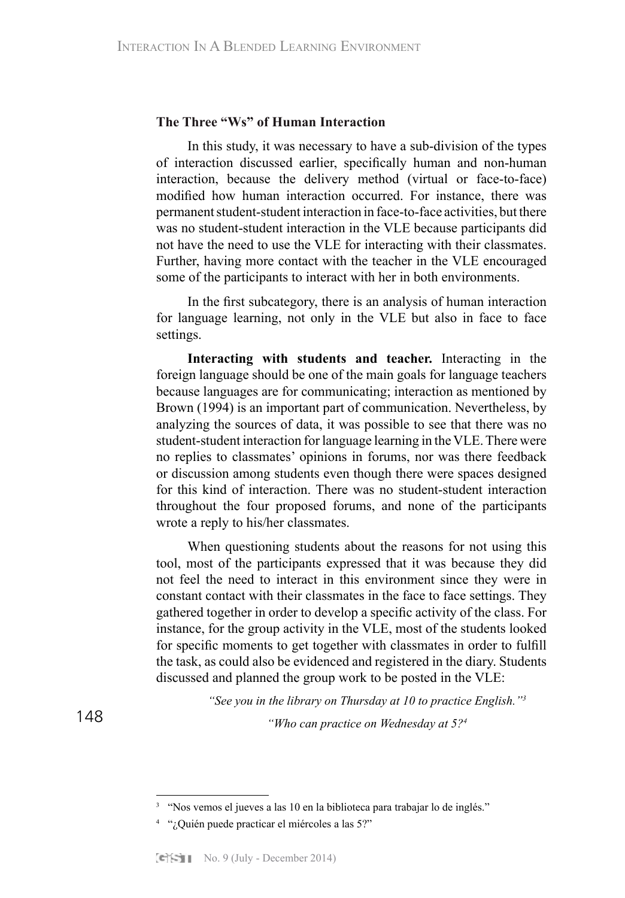**The Three "Ws" of Human Interaction**

In this study, it was necessary to have a sub-division of the types of interaction discussed earlier, specifically human and non-human interaction, because the delivery method (virtual or face-to-face) modified how human interaction occurred. For instance, there was permanent student-student interaction in face-to-face activities, but there was no student-student interaction in the VLE because participants did not have the need to use the VLE for interacting with their classmates. Further, having more contact with the teacher in the VLE encouraged some of the participants to interact with her in both environments.

In the first subcategory, there is an analysis of human interaction for language learning, not only in the VLE but also in face to face settings.

**Interacting with students and teacher.** Interacting in the foreign language should be one of the main goals for language teachers because languages are for communicating; interaction as mentioned by Brown (1994) is an important part of communication. Nevertheless, by analyzing the sources of data, it was possible to see that there was no student-student interaction for language learning in the VLE. There were no replies to classmates' opinions in forums, nor was there feedback or discussion among students even though there were spaces designed for this kind of interaction. There was no student-student interaction throughout the four proposed forums, and none of the participants wrote a reply to his/her classmates.

When questioning students about the reasons for not using this tool, most of the participants expressed that it was because they did not feel the need to interact in this environment since they were in constant contact with their classmates in the face to face settings. They gathered together in order to develop a specific activity of the class. For instance, for the group activity in the VLE, most of the students looked for specific moments to get together with classmates in order to fulfill the task, as could also be evidenced and registered in the diary. Students discussed and planned the group work to be posted in the VLE:

> *"See you in the library on Thursday at 10 to practice English."*[3]
>
> *"Who can practice on Wednesday at 5?*[4]

---

[3] "Nos vemos el jueves a las 10 en la biblioteca para trabajar lo de inglés."

[4] "¿Quién puede practicar el miércoles a las 5?"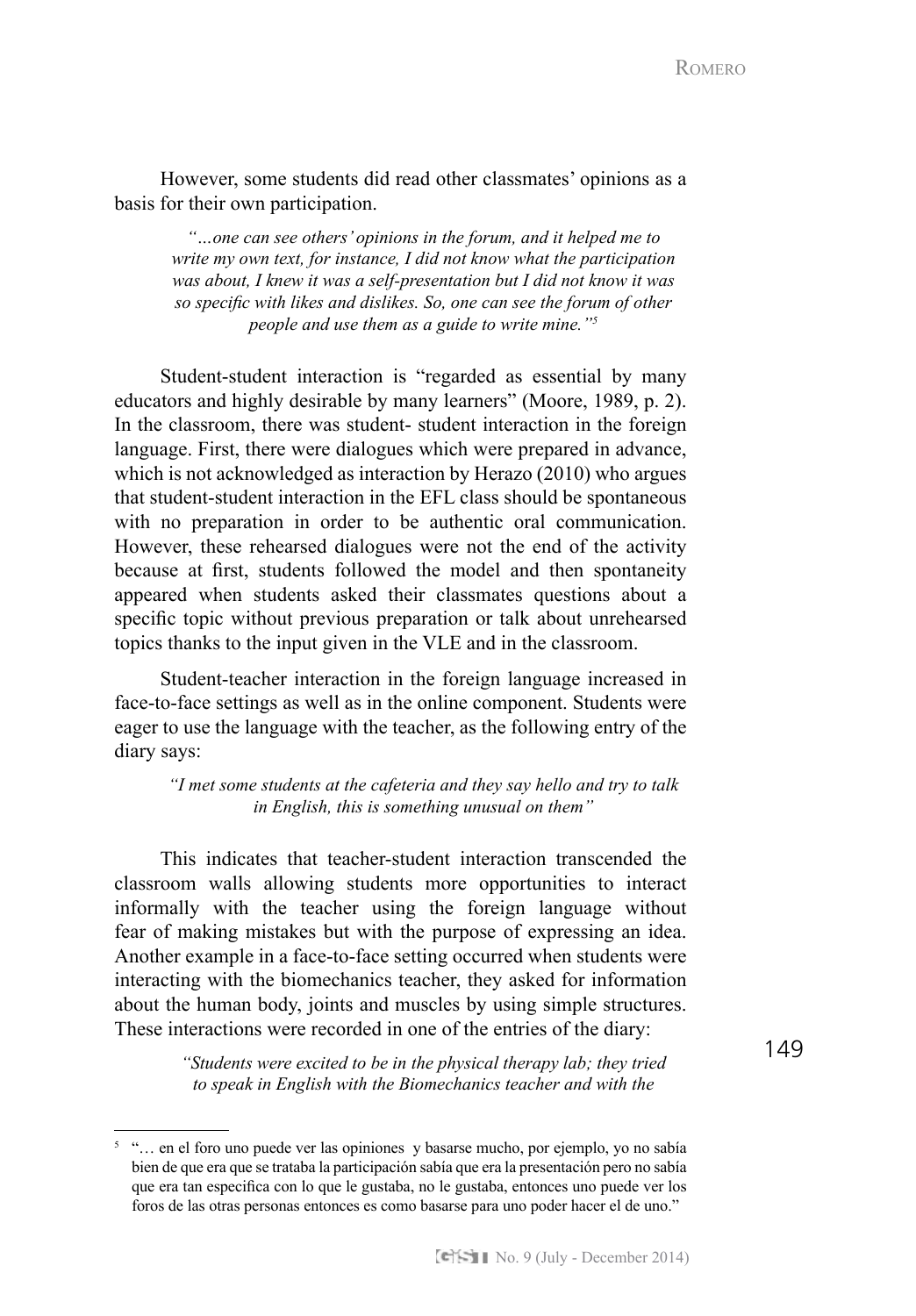However, some students did read other classmates' opinions as a basis for their own participation.

> *"…one can see others' opinions in the forum, and it helped me to write my own text, for instance, I did not know what the participation was about, I knew it was a self-presentation but I did not know it was so specific with likes and dislikes. So, one can see the forum of other people and use them as a guide to write mine."*[5]

Student-student interaction is "regarded as essential by many educators and highly desirable by many learners" (Moore, 1989, p. 2). In the classroom, there was student- student interaction in the foreign language. First, there were dialogues which were prepared in advance, which is not acknowledged as interaction by Herazo (2010) who argues that student-student interaction in the EFL class should be spontaneous with no preparation in order to be authentic oral communication. However, these rehearsed dialogues were not the end of the activity because at first, students followed the model and then spontaneity appeared when students asked their classmates questions about a specific topic without previous preparation or talk about unrehearsed topics thanks to the input given in the VLE and in the classroom.

Student-teacher interaction in the foreign language increased in face-to-face settings as well as in the online component. Students were eager to use the language with the teacher, as the following entry of the diary says:

> *"I met some students at the cafeteria and they say hello and try to talk in English, this is something unusual on them"*

This indicates that teacher-student interaction transcended the classroom walls allowing students more opportunities to interact informally with the teacher using the foreign language without fear of making mistakes but with the purpose of expressing an idea. Another example in a face-to-face setting occurred when students were interacting with the biomechanics teacher, they asked for information about the human body, joints and muscles by using simple structures. These interactions were recorded in one of the entries of the diary:

> *"Students were excited to be in the physical therapy lab; they tried to speak in English with the Biomechanics teacher and with the*

---

[5] "… en el foro uno puede ver las opiniones y basarse mucho, por ejemplo, yo no sabía bien de que era que se trataba la participación sabía que era la presentación pero no sabía que era tan especifica con lo que le gustaba, no le gustaba, entonces uno puede ver los foros de las otras personas entonces es como basarse para uno poder hacer el de uno."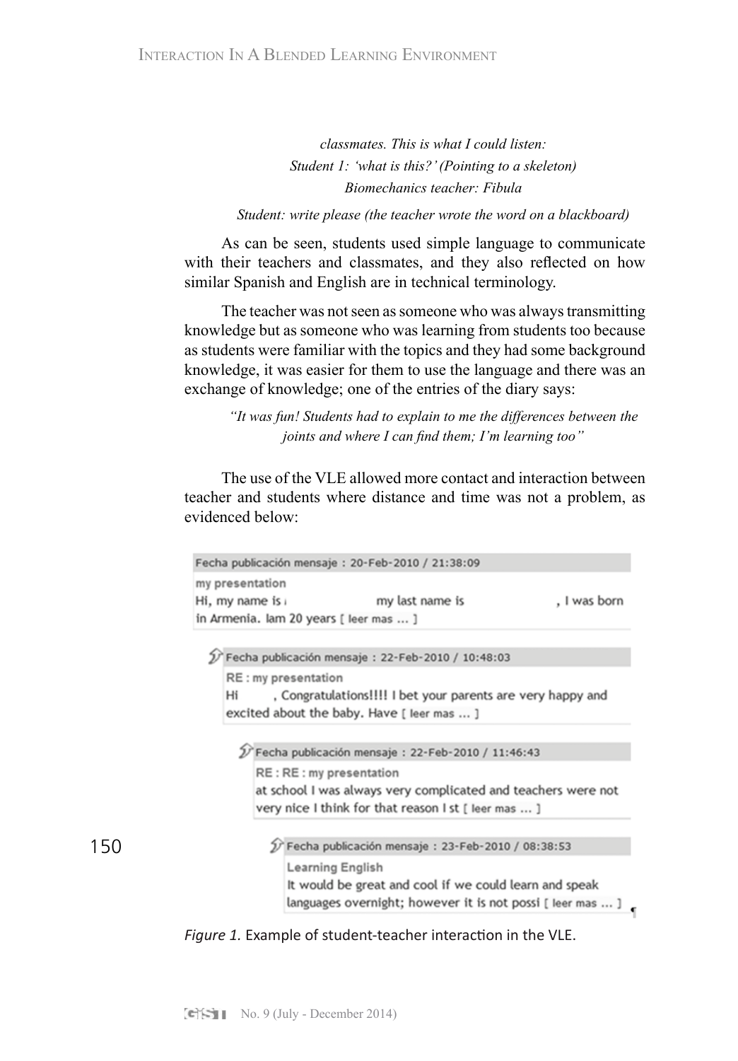*classmates. This is what I could listen:*
*Student 1: 'what is this?' (Pointing to a skeleton)*
*Biomechanics teacher: Fibula*

*Student: write please (the teacher wrote the word on a blackboard)*

As can be seen, students used simple language to communicate with their teachers and classmates, and they also reflected on how similar Spanish and English are in technical terminology.

The teacher was not seen as someone who was always transmitting knowledge but as someone who was learning from students too because as students were familiar with the topics and they had some background knowledge, it was easier for them to use the language and there was an exchange of knowledge; one of the entries of the diary says:

> *"It was fun! Students had to explain to me the differences between the joints and where I can find them; I'm learning too"*

The use of the VLE allowed more contact and interaction between teacher and students where distance and time was not a problem, as evidenced below:

Fecha publicación mensaje : 20-Feb-2010 / 21:38:09
my presentation
Hi, my name is my last name is , I was born in Armenia. Iam 20 years [ leer mas ... ]

Fecha publicación mensaje : 22-Feb-2010 / 10:48:03
RE : my presentation
Hi , Congratulations!!!! I bet your parents are very happy and excited about the baby. Have [ leer mas ... ]

Fecha publicación mensaje : 22-Feb-2010 / 11:46:43
RE : RE : my presentation
at school I was always very complicated and teachers were not very nice I think for that reason I st [ leer mas ... ]

Fecha publicación mensaje : 23-Feb-2010 / 08:38:53
Learning English
It would be great and cool if we could learn and speak languages overnight; however it is not possi [ leer mas ... ]

*Figure 1.* Example of student-teacher interaction in the VLE.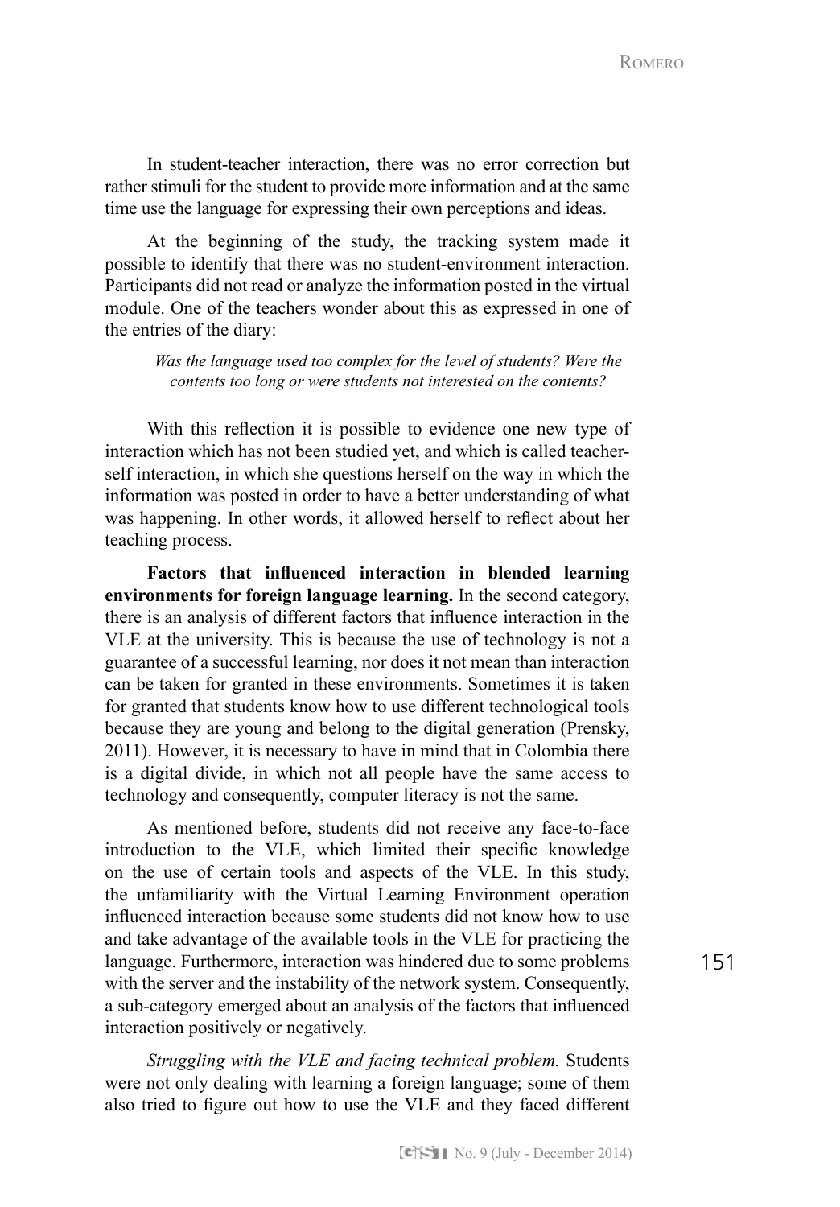In student-teacher interaction, there was no error correction but rather stimuli for the student to provide more information and at the same time use the language for expressing their own perceptions and ideas.

At the beginning of the study, the tracking system made it possible to identify that there was no student-environment interaction. Participants did not read or analyze the information posted in the virtual module. One of the teachers wonder about this as expressed in one of the entries of the diary:

> *Was the language used too complex for the level of students? Were the contents too long or were students not interested on the contents?*

With this reflection it is possible to evidence one new type of interaction which has not been studied yet, and which is called teacher-self interaction, in which she questions herself on the way in which the information was posted in order to have a better understanding of what was happening. In other words, it allowed herself to reflect about her teaching process.

**Factors that influenced interaction in blended learning environments for foreign language learning.** In the second category, there is an analysis of different factors that influence interaction in the VLE at the university. This is because the use of technology is not a guarantee of a successful learning, nor does it not mean than interaction can be taken for granted in these environments. Sometimes it is taken for granted that students know how to use different technological tools because they are young and belong to the digital generation (Prensky, 2011). However, it is necessary to have in mind that in Colombia there is a digital divide, in which not all people have the same access to technology and consequently, computer literacy is not the same.

As mentioned before, students did not receive any face-to-face introduction to the VLE, which limited their specific knowledge on the use of certain tools and aspects of the VLE. In this study, the unfamiliarity with the Virtual Learning Environment operation influenced interaction because some students did not know how to use and take advantage of the available tools in the VLE for practicing the language. Furthermore, interaction was hindered due to some problems with the server and the instability of the network system. Consequently, a sub-category emerged about an analysis of the factors that influenced interaction positively or negatively.

*Struggling with the VLE and facing technical problem.* Students were not only dealing with learning a foreign language; some of them also tried to figure out how to use the VLE and they faced different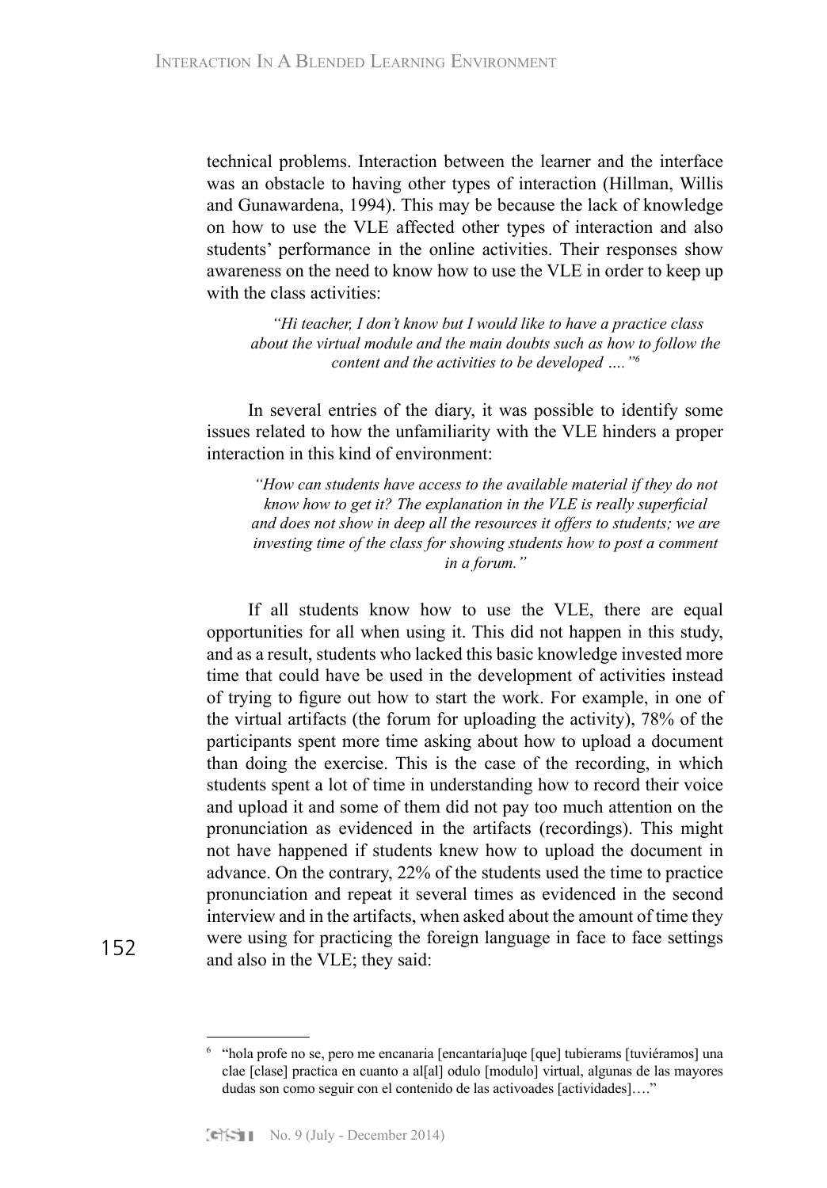technical problems. Interaction between the learner and the interface was an obstacle to having other types of interaction (Hillman, Willis and Gunawardena, 1994). This may be because the lack of knowledge on how to use the VLE affected other types of interaction and also students' performance in the online activities. Their responses show awareness on the need to know how to use the VLE in order to keep up with the class activities:

> *"Hi teacher, I don't know but I would like to have a practice class about the virtual module and the main doubts such as how to follow the content and the activities to be developed …."*[6]

In several entries of the diary, it was possible to identify some issues related to how the unfamiliarity with the VLE hinders a proper interaction in this kind of environment:

> *"How can students have access to the available material if they do not know how to get it? The explanation in the VLE is really superficial and does not show in deep all the resources it offers to students; we are investing time of the class for showing students how to post a comment in a forum."*

If all students know how to use the VLE, there are equal opportunities for all when using it. This did not happen in this study, and as a result, students who lacked this basic knowledge invested more time that could have be used in the development of activities instead of trying to figure out how to start the work. For example, in one of the virtual artifacts (the forum for uploading the activity), 78% of the participants spent more time asking about how to upload a document than doing the exercise. This is the case of the recording, in which students spent a lot of time in understanding how to record their voice and upload it and some of them did not pay too much attention on the pronunciation as evidenced in the artifacts (recordings). This might not have happened if students knew how to upload the document in advance. On the contrary, 22% of the students used the time to practice pronunciation and repeat it several times as evidenced in the second interview and in the artifacts, when asked about the amount of time they were using for practicing the foreign language in face to face settings and also in the VLE; they said:

---

[6] "hola profe no se, pero me encanaria [encantaría]uqe [que] tubierams [tuviéramos] una clae [clase] practica en cuanto a al[al] odulo [modulo] virtual, algunas de las mayores dudas son como seguir con el contenido de las activoades [actividades]…."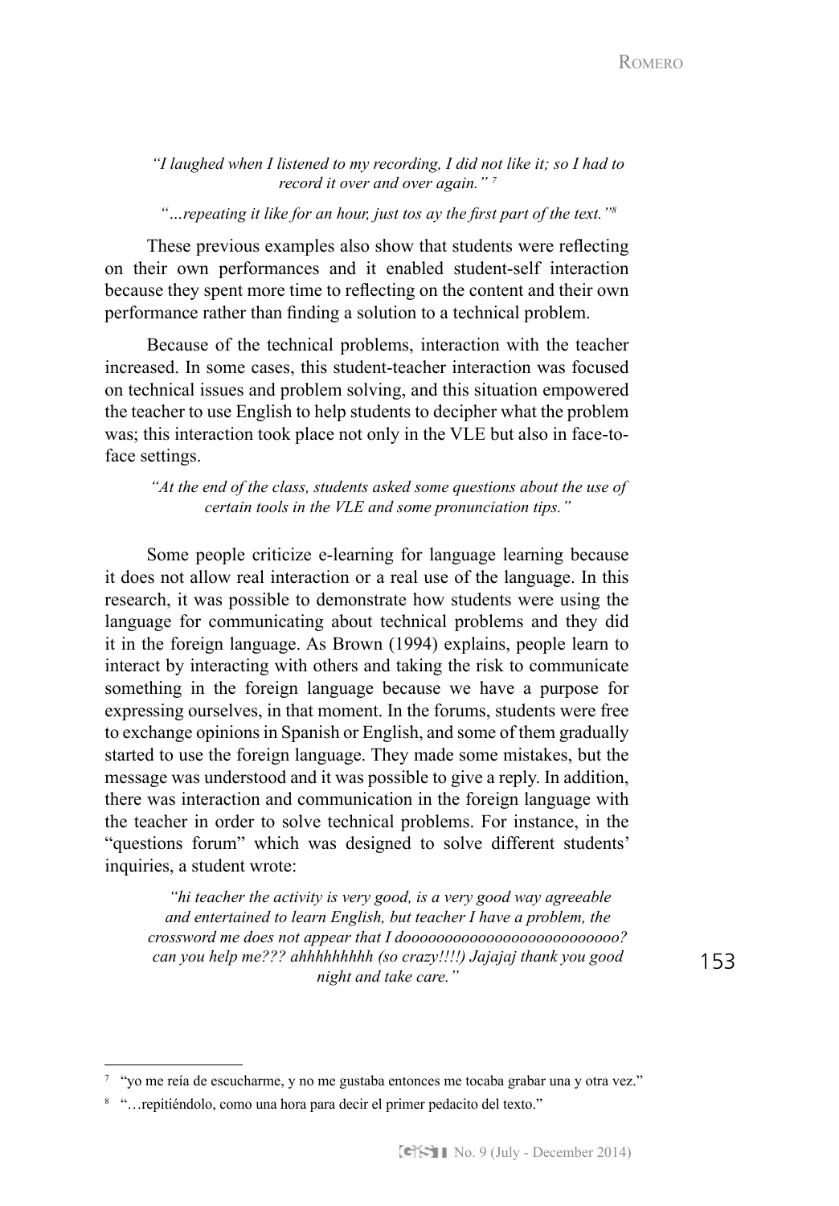*"I laughed when I listened to my recording, I did not like it; so I had to record it over and over again."* [7]

*"…repeating it like for an hour, just tos ay the first part of the text."*[8]

These previous examples also show that students were reflecting on their own performances and it enabled student-self interaction because they spent more time to reflecting on the content and their own performance rather than finding a solution to a technical problem.

Because of the technical problems, interaction with the teacher increased. In some cases, this student-teacher interaction was focused on technical issues and problem solving, and this situation empowered the teacher to use English to help students to decipher what the problem was; this interaction took place not only in the VLE but also in face-to-face settings.

*"At the end of the class, students asked some questions about the use of certain tools in the VLE and some pronunciation tips."*

Some people criticize e-learning for language learning because it does not allow real interaction or a real use of the language. In this research, it was possible to demonstrate how students were using the language for communicating about technical problems and they did it in the foreign language. As Brown (1994) explains, people learn to interact by interacting with others and taking the risk to communicate something in the foreign language because we have a purpose for expressing ourselves, in that moment. In the forums, students were free to exchange opinions in Spanish or English, and some of them gradually started to use the foreign language. They made some mistakes, but the message was understood and it was possible to give a reply. In addition, there was interaction and communication in the foreign language with the teacher in order to solve technical problems. For instance, in the "questions forum" which was designed to solve different students' inquiries, a student wrote:

*"hi teacher the activity is very good, is a very good way agreeable and entertained to learn English, but teacher I have a problem, the crossword me does not appear that I doooooooooooooooooooooooooo? can you help me??? ahhhhhhhhh (so crazy!!!!) Jajajaj thank you good night and take care."*

---

[7] "yo me reía de escucharme, y no me gustaba entonces me tocaba grabar una y otra vez."

[8] "…repitiéndolo, como una hora para decir el primer pedacito del texto."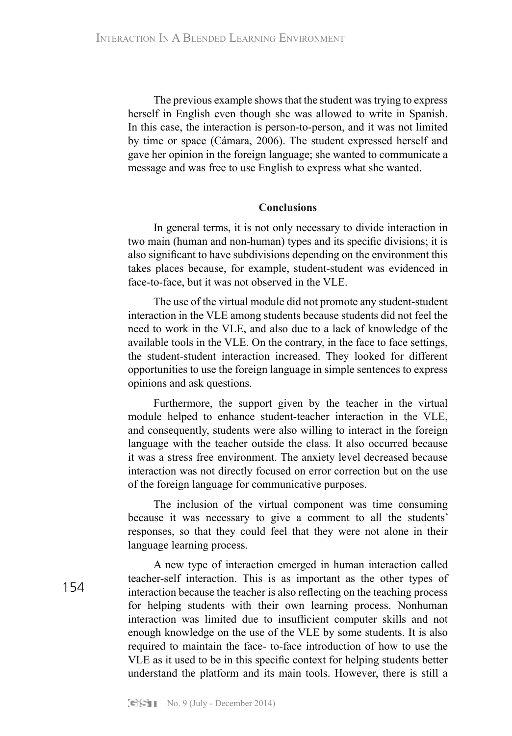The previous example shows that the student was trying to express herself in English even though she was allowed to write in Spanish. In this case, the interaction is person-to-person, and it was not limited by time or space (Cámara, 2006). The student expressed herself and gave her opinion in the foreign language; she wanted to communicate a message and was free to use English to express what she wanted.

## Conclusions

In general terms, it is not only necessary to divide interaction in two main (human and non-human) types and its specific divisions; it is also significant to have subdivisions depending on the environment this takes places because, for example, student-student was evidenced in face-to-face, but it was not observed in the VLE.

The use of the virtual module did not promote any student-student interaction in the VLE among students because students did not feel the need to work in the VLE, and also due to a lack of knowledge of the available tools in the VLE. On the contrary, in the face to face settings, the student-student interaction increased. They looked for different opportunities to use the foreign language in simple sentences to express opinions and ask questions.

Furthermore, the support given by the teacher in the virtual module helped to enhance student-teacher interaction in the VLE, and consequently, students were also willing to interact in the foreign language with the teacher outside the class. It also occurred because it was a stress free environment. The anxiety level decreased because interaction was not directly focused on error correction but on the use of the foreign language for communicative purposes.

The inclusion of the virtual component was time consuming because it was necessary to give a comment to all the students' responses, so that they could feel that they were not alone in their language learning process.

A new type of interaction emerged in human interaction called teacher-self interaction. This is as important as the other types of interaction because the teacher is also reflecting on the teaching process for helping students with their own learning process. Nonhuman interaction was limited due to insufficient computer skills and not enough knowledge on the use of the VLE by some students. It is also required to maintain the face- to-face introduction of how to use the VLE as it used to be in this specific context for helping students better understand the platform and its main tools. However, there is still a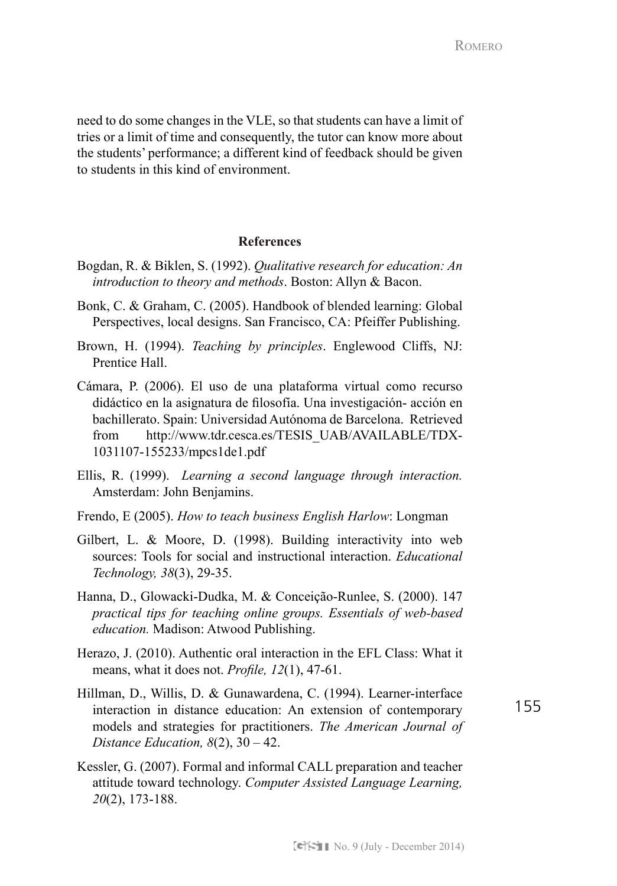need to do some changes in the VLE, so that students can have a limit of tries or a limit of time and consequently, the tutor can know more about the students' performance; a different kind of feedback should be given to students in this kind of environment.

## References

Bogdan, R. & Biklen, S. (1992). *Qualitative research for education: An introduction to theory and methods*. Boston: Allyn & Bacon.

Bonk, C. & Graham, C. (2005). Handbook of blended learning: Global Perspectives, local designs. San Francisco, CA: Pfeiffer Publishing.

Brown, H. (1994). *Teaching by principles*. Englewood Cliffs, NJ: Prentice Hall.

Cámara, P. (2006). El uso de una plataforma virtual como recurso didáctico en la asignatura de filosofía. Una investigación- acción en bachillerato. Spain: Universidad Autónoma de Barcelona. Retrieved from http://www.tdr.cesca.es/TESIS_UAB/AVAILABLE/TDX-1031107-155233/mpcs1de1.pdf

Ellis, R. (1999). *Learning a second language through interaction.* Amsterdam: John Benjamins.

Frendo, E (2005). *How to teach business English Harlow*: Longman

Gilbert, L. & Moore, D. (1998). Building interactivity into web sources: Tools for social and instructional interaction. *Educational Technology, 38*(3), 29-35.

Hanna, D., Glowacki-Dudka, M. & Conceição-Runlee, S. (2000). 147 *practical tips for teaching online groups. Essentials of web-based education.* Madison: Atwood Publishing.

Herazo, J. (2010). Authentic oral interaction in the EFL Class: What it means, what it does not. *Profile, 12*(1), 47-61.

Hillman, D., Willis, D. & Gunawardena, C. (1994). Learner-interface interaction in distance education: An extension of contemporary models and strategies for practitioners. *The American Journal of Distance Education, 8*(2), 30 – 42.

Kessler, G. (2007). Formal and informal CALL preparation and teacher attitude toward technology. *Computer Assisted Language Learning, 20*(2), 173-188.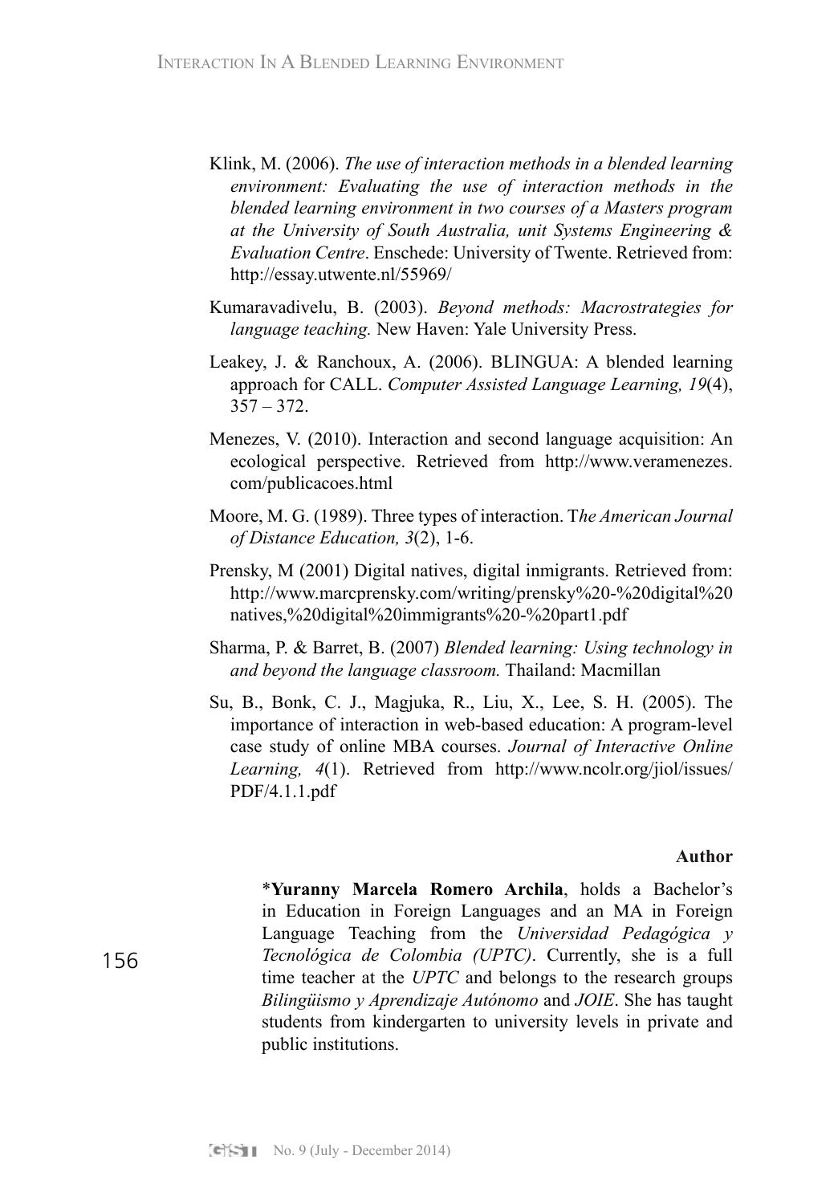Klink, M. (2006). *The use of interaction methods in a blended learning environment: Evaluating the use of interaction methods in the blended learning environment in two courses of a Masters program at the University of South Australia, unit Systems Engineering & Evaluation Centre*. Enschede: University of Twente. Retrieved from: http://essay.utwente.nl/55969/

Kumaravadivelu, B. (2003). *Beyond methods: Macrostrategies for language teaching.* New Haven: Yale University Press.

Leakey, J. & Ranchoux, A. (2006). BLINGUA: A blended learning approach for CALL. *Computer Assisted Language Learning, 19*(4), 357 – 372.

Menezes, V. (2010). Interaction and second language acquisition: An ecological perspective. Retrieved from http://www.veramenezes.com/publicacoes.html

Moore, M. G. (1989). Three types of interaction. T*he American Journal of Distance Education, 3*(2), 1-6.

Prensky, M (2001) Digital natives, digital inmigrants. Retrieved from: http://www.marcprensky.com/writing/prensky%20-%20digital%20natives,%20digital%20immigrants%20-%20part1.pdf

Sharma, P. & Barret, B. (2007) *Blended learning: Using technology in and beyond the language classroom.* Thailand: Macmillan

Su, B., Bonk, C. J., Magjuka, R., Liu, X., Lee, S. H. (2005). The importance of interaction in web-based education: A program-level case study of online MBA courses. *Journal of Interactive Online Learning, 4*(1). Retrieved from http://www.ncolr.org/jiol/issues/PDF/4.1.1.pdf

**Author**

\***Yuranny Marcela Romero Archila**, holds a Bachelor's in Education in Foreign Languages and an MA in Foreign Language Teaching from the *Universidad Pedagógica y Tecnológica de Colombia (UPTC)*. Currently, she is a full time teacher at the *UPTC* and belongs to the research groups *Bilingüismo y Aprendizaje Autónomo* and *JOIE*. She has taught students from kindergarten to university levels in private and public institutions.